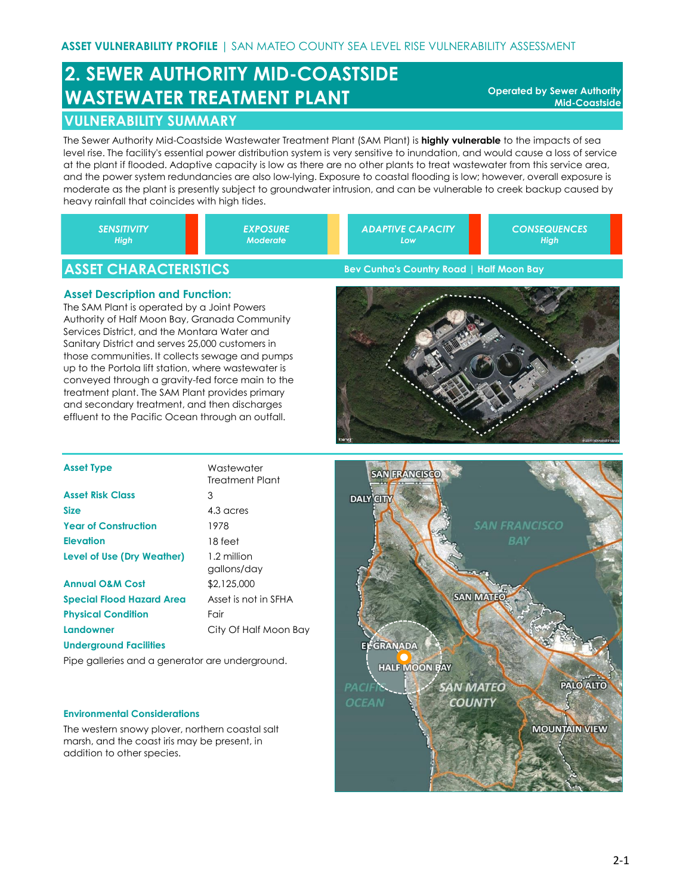# 2. SEWER AUTHORITY MID-COASTSIDE WASTEWATER TREATMENT PLANT

**Operated by Sewer Authority Mid-Coastside**

## VULNERABILITY SUMMARY

The Sewer Authority Mid-Coastside Wastewater Treatment Plant (SAM Plant) is **highly vulnerable** to the impacts of sea level rise. The facility's essential power distribution system is very sensitive to inundation, and would cause a loss of service at the plant if flooded. Adaptive capacity is low as there are no other plants to treat wastewater from this service area, and the power system redundancies are also low-lying. Exposure to coastal flooding is low; however, overall exposure is moderate as the plant is presently subject to groundwater intrusion, and can be vulnerable to creek backup caused by heavy rainfall that coincides with high tides.

| SENSITIVITY | EXPOSURE | ADAPTIVE CAPACITY | CONSEQUENCES |
|---|---|---|---|
| High | Moderate | Low | High |

## ASSET CHARACTERISTICS

**Bev Cunha's Country Road | Half Moon Bay**

### Asset Description and Function:

The SAM Plant is operated by a Joint Powers Authority of Half Moon Bay, Granada Community Services District, and the Montara Water and Sanitary District and serves 25,000 customers in those communities. It collects sewage and pumps up to the Portola lift station, where wastewater is conveyed through a gravity-fed force main to the treatment plant. The SAM Plant provides primary and secondary treatment, and then discharges effluent to the Pacific Ocean through an outfall.

| | |
|---|---|
| **Asset Type** | Wastewater Treatment Plant |
| **Asset Risk Class** | 3 |
| **Size** | 4.3 acres |
| **Year of Construction** | 1978 |
| **Elevation** | 18 feet |
| **Level of Use (Dry Weather)** | 1.2 million gallons/day |
| **Annual O&M Cost** | $2,125,000 |
| **Special Flood Hazard Area** | Asset is not in SFHA |
| **Physical Condition** | Fair |
| **Landowner** | City Of Half Moon Bay |

**Underground Facilities**

Pipe galleries and a generator are underground.

**Environmental Considerations**

The western snowy plover, northern coastal salt marsh, and the coast iris may be present, in addition to other species.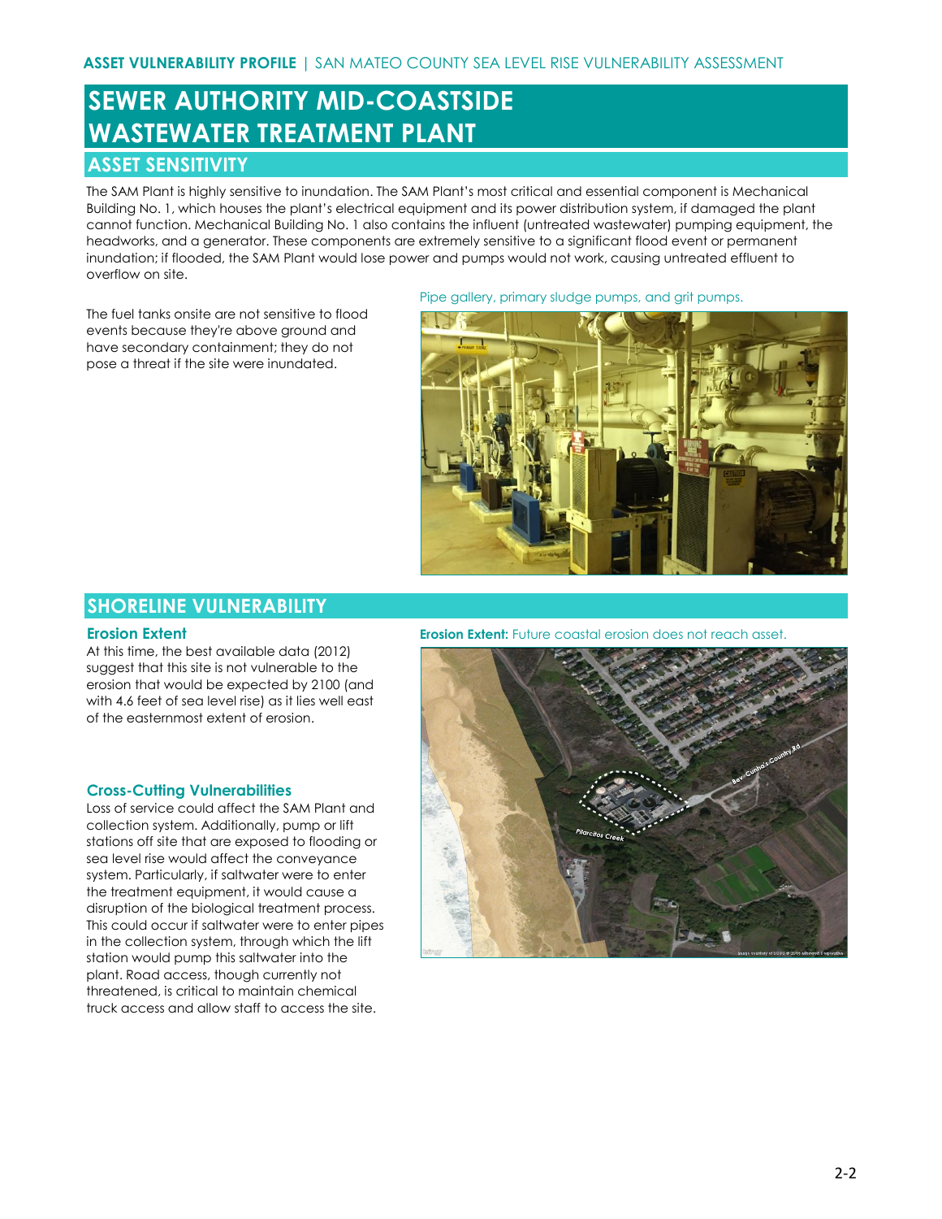# SEWER AUTHORITY MID-COASTSIDE WASTEWATER TREATMENT PLANT

## ASSET SENSITIVITY

The SAM Plant is highly sensitive to inundation. The SAM Plant's most critical and essential component is Mechanical Building No. 1, which houses the plant's electrical equipment and its power distribution system, if damaged the plant cannot function. Mechanical Building No. 1 also contains the influent (untreated wastewater) pumping equipment, the headworks, and a generator. These components are extremely sensitive to a significant flood event or permanent inundation; if flooded, the SAM Plant would lose power and pumps would not work, causing untreated effluent to overflow on site.

The fuel tanks onsite are not sensitive to flood events because they're above ground and have secondary containment; they do not pose a threat if the site were inundated.

Pipe gallery, primary sludge pumps, and grit pumps.

## SHORELINE VULNERABILITY

### Erosion Extent

At this time, the best available data (2012) suggest that this site is not vulnerable to the erosion that would be expected by 2100 (and with 4.6 feet of sea level rise) as it lies well east of the easternmost extent of erosion.

**Erosion Extent:** Future coastal erosion does not reach asset.

### Cross-Cutting Vulnerabilities

Loss of service could affect the SAM Plant and collection system. Additionally, pump or lift stations off site that are exposed to flooding or sea level rise would affect the conveyance system. Particularly, if saltwater were to enter the treatment equipment, it would cause a disruption of the biological treatment process. This could occur if saltwater were to enter pipes in the collection system, through which the lift station would pump this saltwater into the plant. Road access, though currently not threatened, is critical to maintain chemical truck access and allow staff to access the site.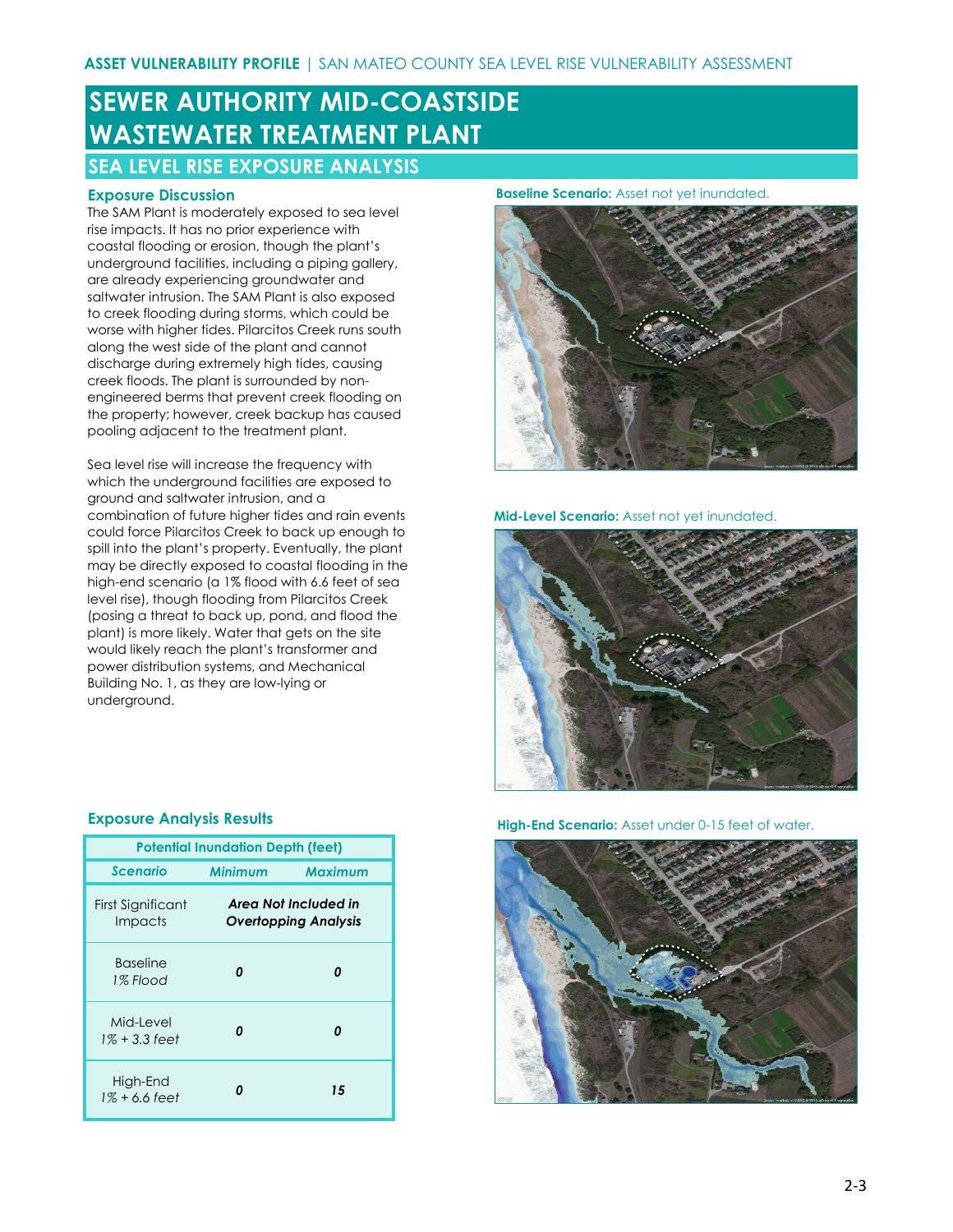# SEWER AUTHORITY MID-COASTSIDE WASTEWATER TREATMENT PLANT

## SEA LEVEL RISE EXPOSURE ANALYSIS

### Exposure Discussion

The SAM Plant is moderately exposed to sea level rise impacts. It has no prior experience with coastal flooding or erosion, though the plant's underground facilities, including a piping gallery, are already experiencing groundwater and saltwater intrusion. The SAM Plant is also exposed to creek flooding during storms, which could be worse with higher tides. Pilarcitos Creek runs south along the west side of the plant and cannot discharge during extremely high tides, causing creek floods. The plant is surrounded by non-engineered berms that prevent creek flooding on the property; however, creek backup has caused pooling adjacent to the treatment plant.

Sea level rise will increase the frequency with which the underground facilities are exposed to ground and saltwater intrusion, and a combination of future higher tides and rain events could force Pilarcitos Creek to back up enough to spill into the plant's property. Eventually, the plant may be directly exposed to coastal flooding in the high-end scenario (a 1% flood with 6.6 feet of sea level rise), though flooding from Pilarcitos Creek (posing a threat to back up, pond, and flood the plant) is more likely. Water that gets on the site would likely reach the plant's transformer and power distribution systems, and Mechanical Building No. 1, as they are low-lying or underground.

**Baseline Scenario:** Asset not yet inundated.

**Mid-Level Scenario:** Asset not yet inundated.

**High-End Scenario:** Asset under 0-15 feet of water.

### Exposure Analysis Results

| Potential Inundation Depth (feet) | | |
|---|---|---|
| ***Scenario*** | ***Minimum*** | ***Maximum*** |
| First Significant Impacts | ***Area Not Included in Overtopping Analysis*** | |
| Baseline *1% Flood* | ***0*** | ***0*** |
| Mid-Level *1% + 3.3 feet* | ***0*** | ***0*** |
| High-End *1% + 6.6 feet* | ***0*** | ***15*** |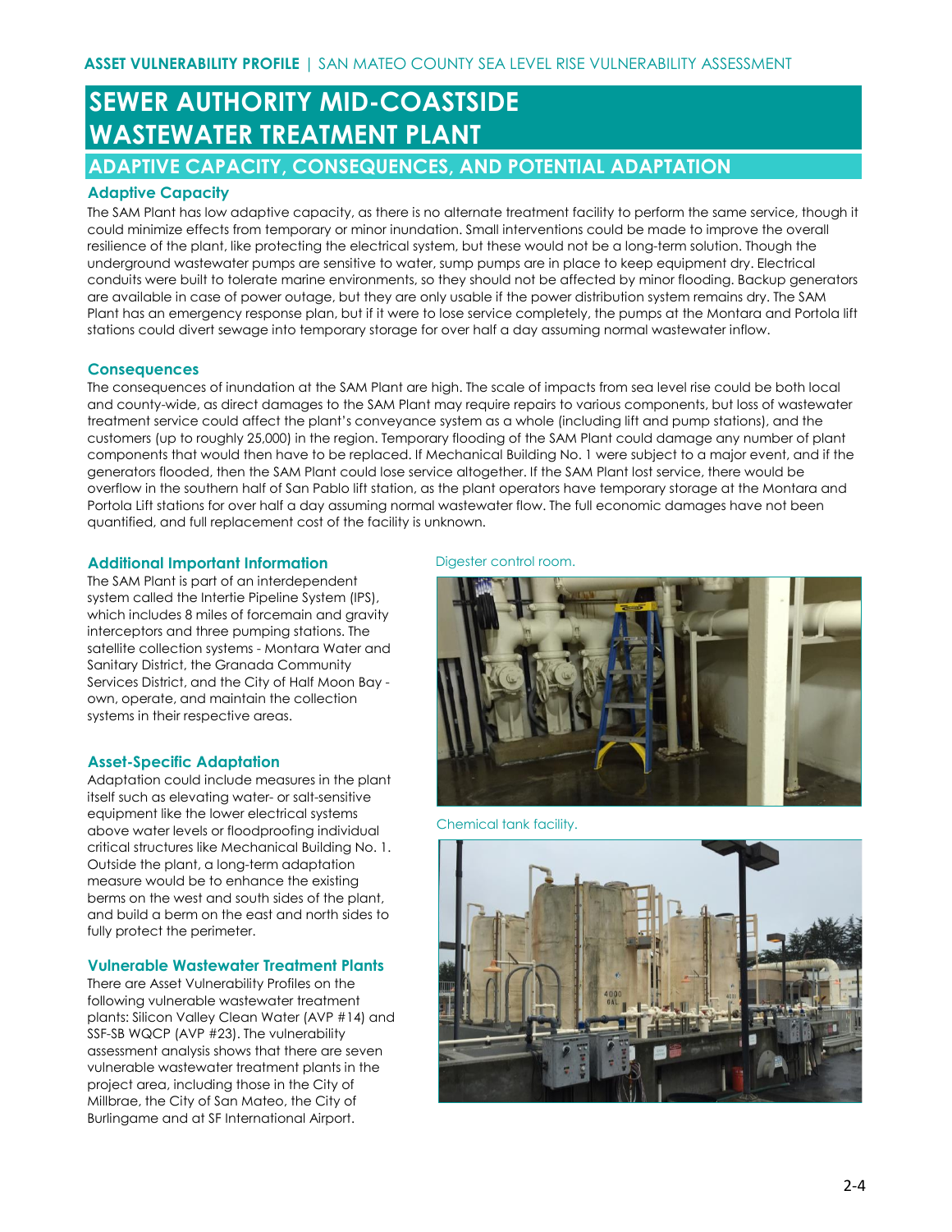# SEWER AUTHORITY MID-COASTSIDE WASTEWATER TREATMENT PLANT

## ADAPTIVE CAPACITY, CONSEQUENCES, AND POTENTIAL ADAPTATION

### Adaptive Capacity

The SAM Plant has low adaptive capacity, as there is no alternate treatment facility to perform the same service, though it could minimize effects from temporary or minor inundation. Small interventions could be made to improve the overall resilience of the plant, like protecting the electrical system, but these would not be a long-term solution. Though the underground wastewater pumps are sensitive to water, sump pumps are in place to keep equipment dry. Electrical conduits were built to tolerate marine environments, so they should not be affected by minor flooding. Backup generators are available in case of power outage, but they are only usable if the power distribution system remains dry. The SAM Plant has an emergency response plan, but if it were to lose service completely, the pumps at the Montara and Portola lift stations could divert sewage into temporary storage for over half a day assuming normal wastewater inflow.

### Consequences

The consequences of inundation at the SAM Plant are high. The scale of impacts from sea level rise could be both local and county-wide, as direct damages to the SAM Plant may require repairs to various components, but loss of wastewater treatment service could affect the plant's conveyance system as a whole (including lift and pump stations), and the customers (up to roughly 25,000) in the region. Temporary flooding of the SAM Plant could damage any number of plant components that would then have to be replaced. If Mechanical Building No. 1 were subject to a major event, and if the generators flooded, then the SAM Plant could lose service altogether. If the SAM Plant lost service, there would be overflow in the southern half of San Pablo lift station, as the plant operators have temporary storage at the Montara and Portola Lift stations for over half a day assuming normal wastewater flow. The full economic damages have not been quantified, and full replacement cost of the facility is unknown.

### Additional Important Information

The SAM Plant is part of an interdependent system called the Intertie Pipeline System (IPS), which includes 8 miles of forcemain and gravity interceptors and three pumping stations. The satellite collection systems - Montara Water and Sanitary District, the Granada Community Services District, and the City of Half Moon Bay - own, operate, and maintain the collection systems in their respective areas.

### Asset-Specific Adaptation

Adaptation could include measures in the plant itself such as elevating water- or salt-sensitive equipment like the lower electrical systems above water levels or floodproofing individual critical structures like Mechanical Building No. 1. Outside the plant, a long-term adaptation measure would be to enhance the existing berms on the west and south sides of the plant, and build a berm on the east and north sides to fully protect the perimeter.

### Vulnerable Wastewater Treatment Plants

There are Asset Vulnerability Profiles on the following vulnerable wastewater treatment plants: Silicon Valley Clean Water (AVP #14) and SSF-SB WQCP (AVP #23). The vulnerability assessment analysis shows that there are seven vulnerable wastewater treatment plants in the project area, including those in the City of Millbrae, the City of San Mateo, the City of Burlingame and at SF International Airport.

Digester control room.

Chemical tank facility.